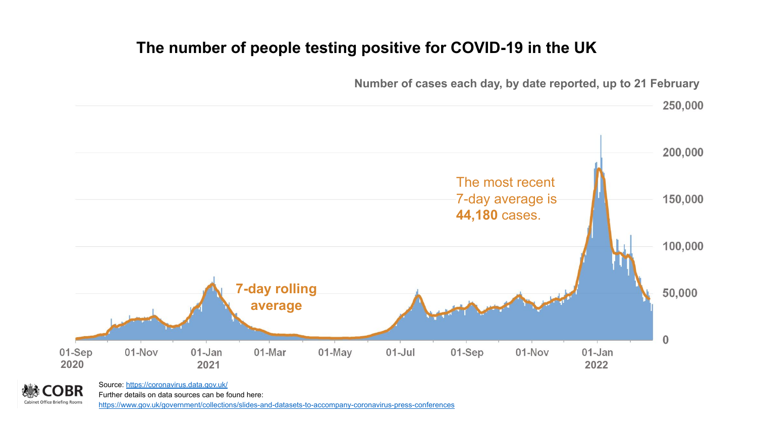# The number of people testing positive for COVID-19 in the UK

Number of cases each day, by date reported, up to 21 February

The most recent 7-day average is **44,180** cases.

**7-day rolling average**

250,000
200,000
150,000
100,000
50,000
0

01-Sep 2020 | 01-Nov | 01-Jan 2021 | 01-Mar | 01-May | 01-Jul | 01-Sep | 01-Nov | 01-Jan 2022

COBR Cabinet Office Briefing Rooms

Source: https://coronavirus.data.gov.uk/

Further details on data sources can be found here:

https://www.gov.uk/government/collections/slides-and-datasets-to-accompany-coronavirus-press-conferences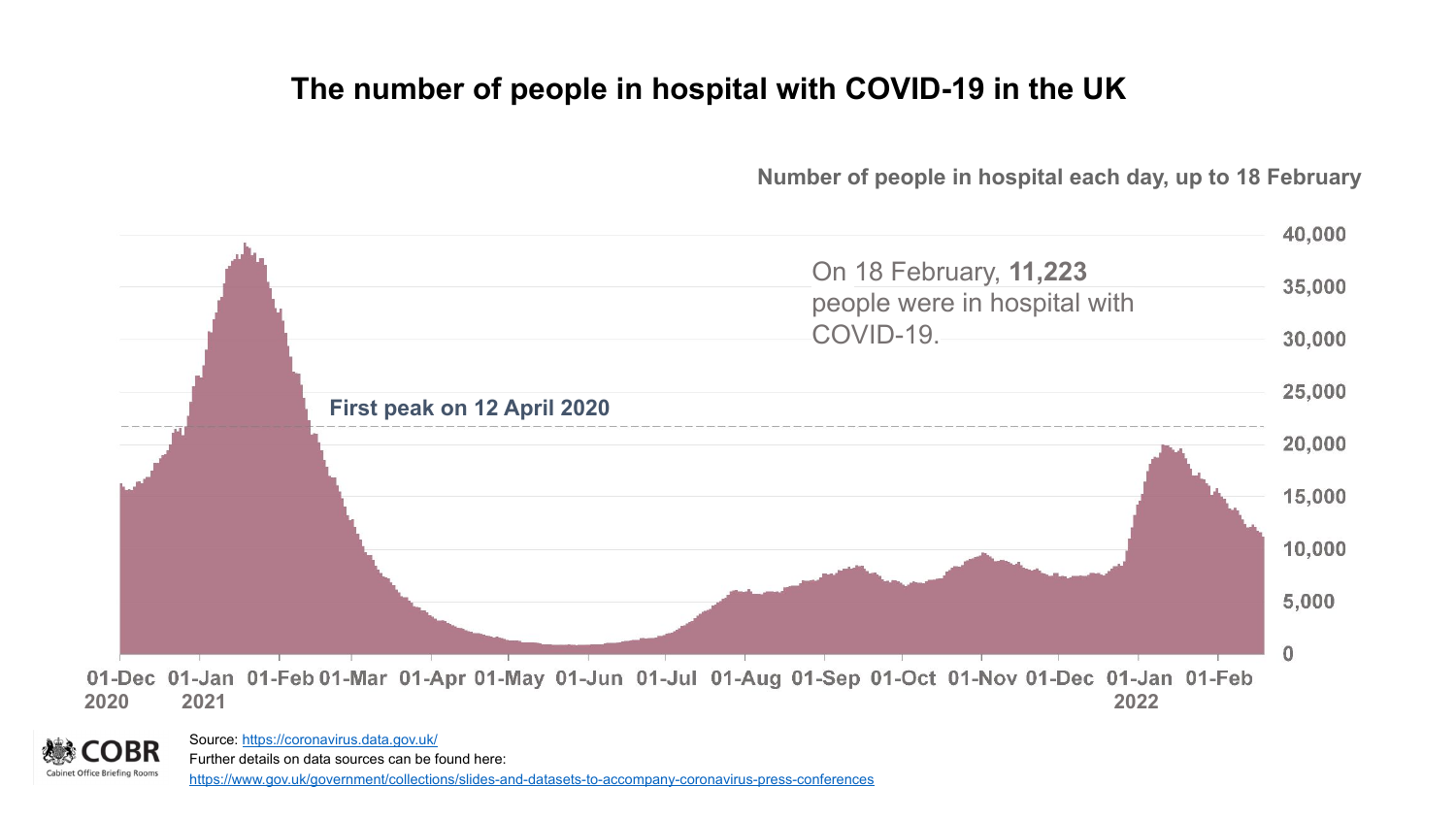# The number of people in hospital with COVID-19 in the UK

Number of people in hospital each day, up to 18 February

On 18 February, **11,223** people were in hospital with COVID-19.

First peak on 12 April 2020

40,000
35,000
30,000
25,000
20,000
15,000
10,000
5,000
0

01-Dec 2020 | 01-Jan 2021 | 01-Feb | 01-Mar | 01-Apr | 01-May | 01-Jun | 01-Jul | 01-Aug | 01-Sep | 01-Oct | 01-Nov | 01-Dec | 01-Jan 2022 | 01-Feb

COBR
Cabinet Office Briefing Rooms

Source: https://coronavirus.data.gov.uk/
Further details on data sources can be found here:
https://www.gov.uk/government/collections/slides-and-datasets-to-accompany-coronavirus-press-conferences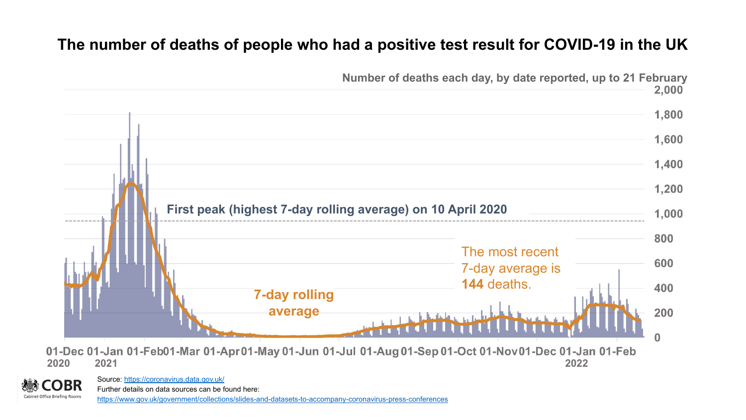# The number of deaths of people who had a positive test result for COVID-19 in the UK

Number of deaths each day, by date reported, up to 21 February

First peak (highest 7-day rolling average) on 10 April 2020

7-day rolling average

The most recent 7-day average is **144** deaths.

2,000
1,800
1,600
1,400
1,200
1,000
800
600
400
200
0

01-Dec 2020 | 01-Jan 2021 | 01-Feb | 01-Mar | 01-Apr | 01-May | 01-Jun | 01-Jul | 01-Aug | 01-Sep | 01-Oct | 01-Nov | 01-Dec | 01-Jan 2022 | 01-Feb

COBR Cabinet Office Briefing Rooms

Source: https://coronavirus.data.gov.uk/

Further details on data sources can be found here:

https://www.gov.uk/government/collections/slides-and-datasets-to-accompany-coronavirus-press-conferences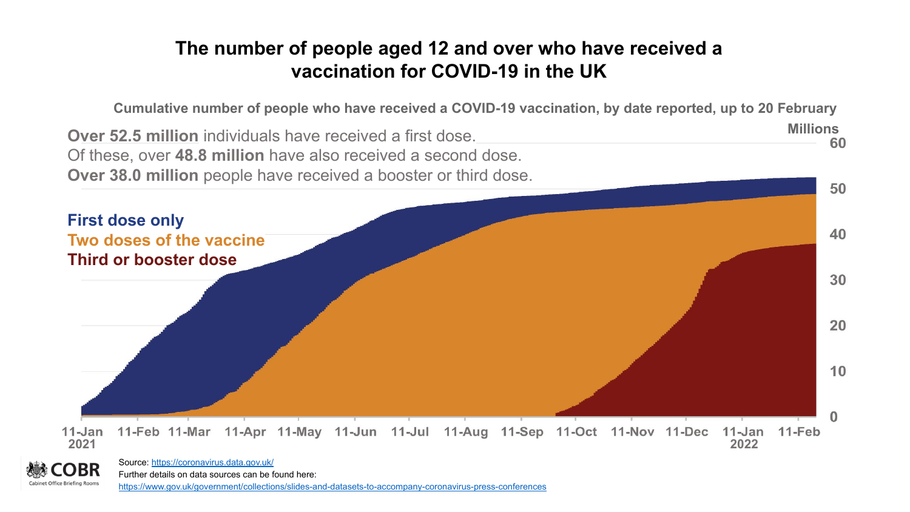# The number of people aged 12 and over who have received a vaccination for COVID-19 in the UK

Cumulative number of people who have received a COVID-19 vaccination, by date reported, up to 20 February

**Over 52.5 million** individuals have received a first dose.
Of these, over **48.8 million** have also received a second dose.
**Over 38.0 million** people have received a booster or third dose.

**First dose only**
**Two doses of the vaccine**
**Third or booster dose**

Millions

60
50
40
30
20
10
0

11-Jan 2021, 11-Feb, 11-Mar, 11-Apr, 11-May, 11-Jun, 11-Jul, 11-Aug, 11-Sep, 11-Oct, 11-Nov, 11-Dec, 11-Jan 2022, 11-Feb

Source: https://coronavirus.data.gov.uk/
Further details on data sources can be found here:
https://www.gov.uk/government/collections/slides-and-datasets-to-accompany-coronavirus-press-conferences

COBR
Cabinet Office Briefing Rooms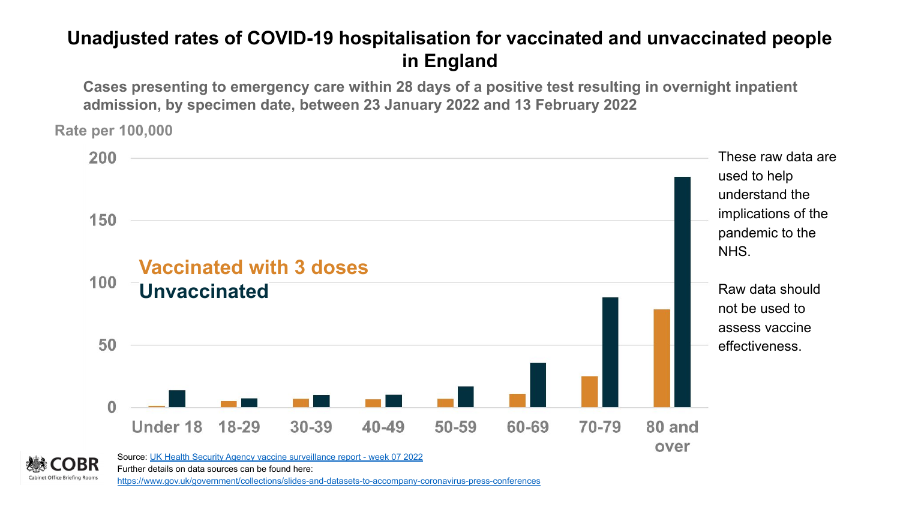# Unadjusted rates of COVID-19 hospitalisation for vaccinated and unvaccinated people in England

**Cases presenting to emergency care within 28 days of a positive test resulting in overnight inpatient admission, by specimen date, between 23 January 2022 and 13 February 2022**

Rate per 100,000

Vaccinated with 3 doses

Unvaccinated

Under 18, 18-29, 30-39, 40-49, 50-59, 60-69, 70-79, 80 and over

These raw data are used to help understand the implications of the pandemic to the NHS.

Raw data should not be used to assess vaccine effectiveness.

Source: [UK Health Security Agency vaccine surveillance report - week 07 2022]

Further details on data sources can be found here:

https://www.gov.uk/government/collections/slides-and-datasets-to-accompany-coronavirus-press-conferences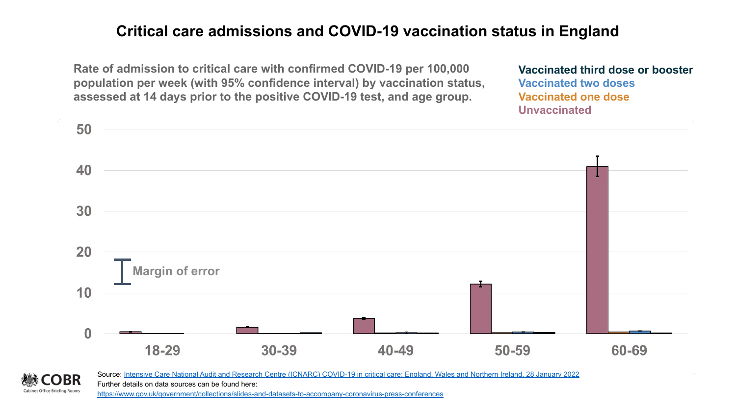# Critical care admissions and COVID-19 vaccination status in England

**Rate of admission to critical care with confirmed COVID-19 per 100,000 population per week (with 95% confidence interval) by vaccination status, assessed at 14 days prior to the positive COVID-19 test, and age group.**

**Vaccinated third dose or booster**
**Vaccinated two doses**
**Vaccinated one dose**
**Unvaccinated**

Margin of error

50
40
30
20
10
0

18-29 | 30-39 | 40-49 | 50-59 | 60-69

Source: Intensive Care National Audit and Research Centre (ICNARC) COVID-19 in critical care: England, Wales and Northern Ireland, 28 January 2022
Further details on data sources can be found here:
https://www.gov.uk/government/collections/slides-and-datasets-to-accompany-coronavirus-press-conferences

COBR
Cabinet Office Briefing Rooms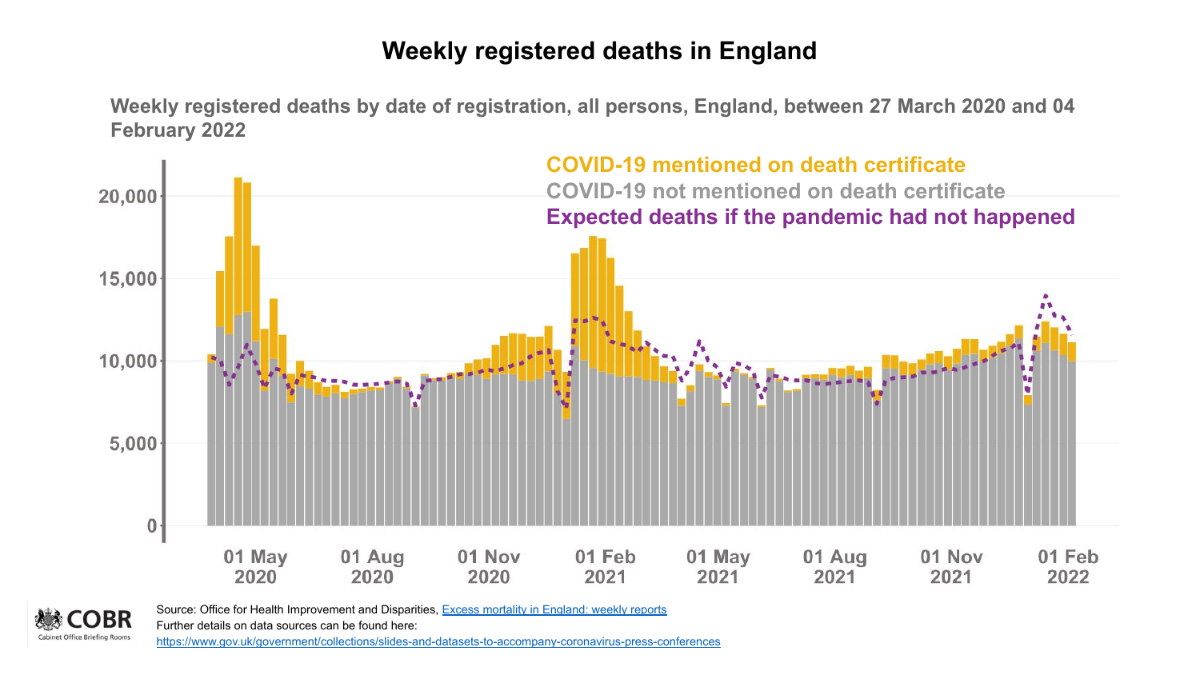# Weekly registered deaths in England

Weekly registered deaths by date of registration, all persons, England, between 27 March 2020 and 04 February 2022

COVID-19 mentioned on death certificate

COVID-19 not mentioned on death certificate

Expected deaths if the pandemic had not happened

Source: Office for Health Improvement and Disparities, [Excess mortality in England: weekly reports](Excess mortality in England: weekly reports)

Further details on data sources can be found here:

https://www.gov.uk/government/collections/slides-and-datasets-to-accompany-coronavirus-press-conferences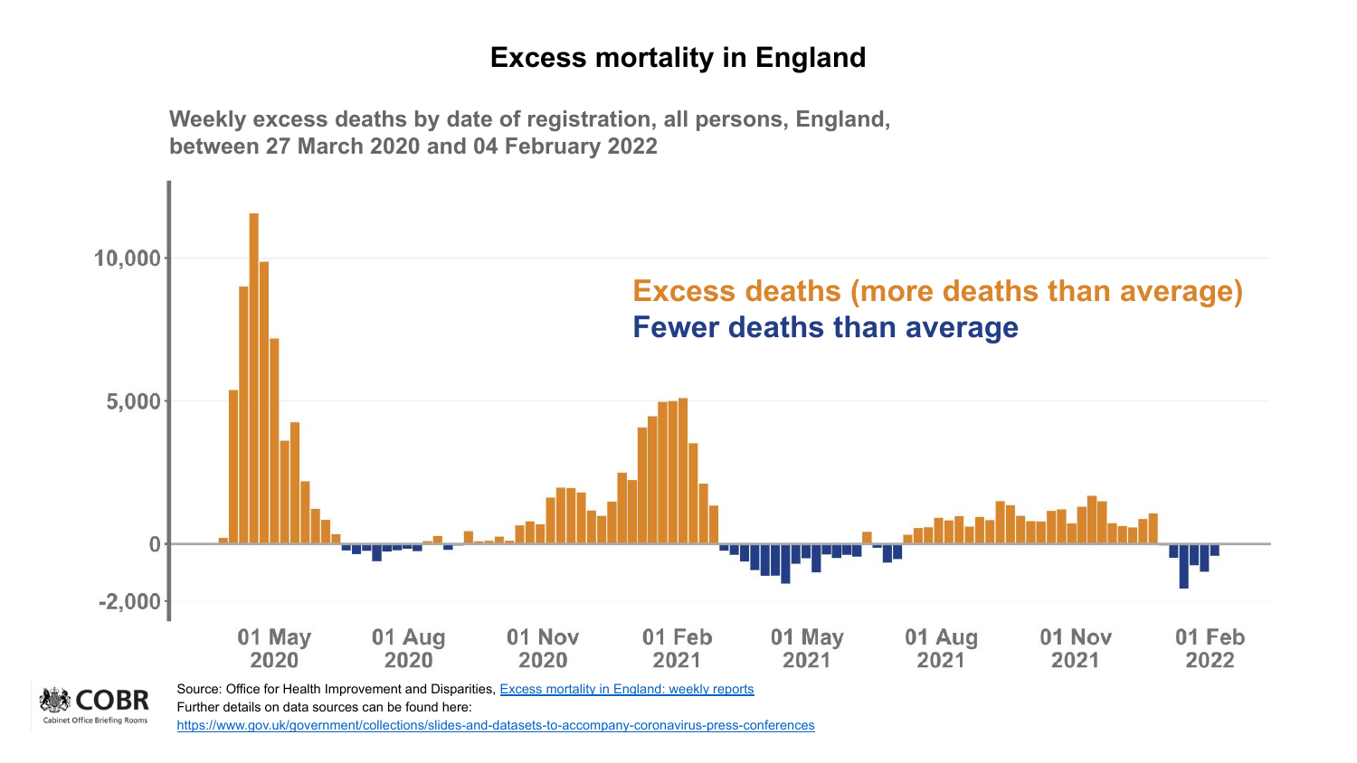# Excess mortality in England

Weekly excess deaths by date of registration, all persons, England, between 27 March 2020 and 04 February 2022

Excess deaths (more deaths than average)

Fewer deaths than average

10,000

5,000

0

-2,000

01 May 2020 | 01 Aug 2020 | 01 Nov 2020 | 01 Feb 2021 | 01 May 2021 | 01 Aug 2021 | 01 Nov 2021 | 01 Feb 2022

Source: Office for Health Improvement and Disparities, Excess mortality in England: weekly reports

Further details on data sources can be found here:

https://www.gov.uk/government/collections/slides-and-datasets-to-accompany-coronavirus-press-conferences

COBR
Cabinet Office Briefing Rooms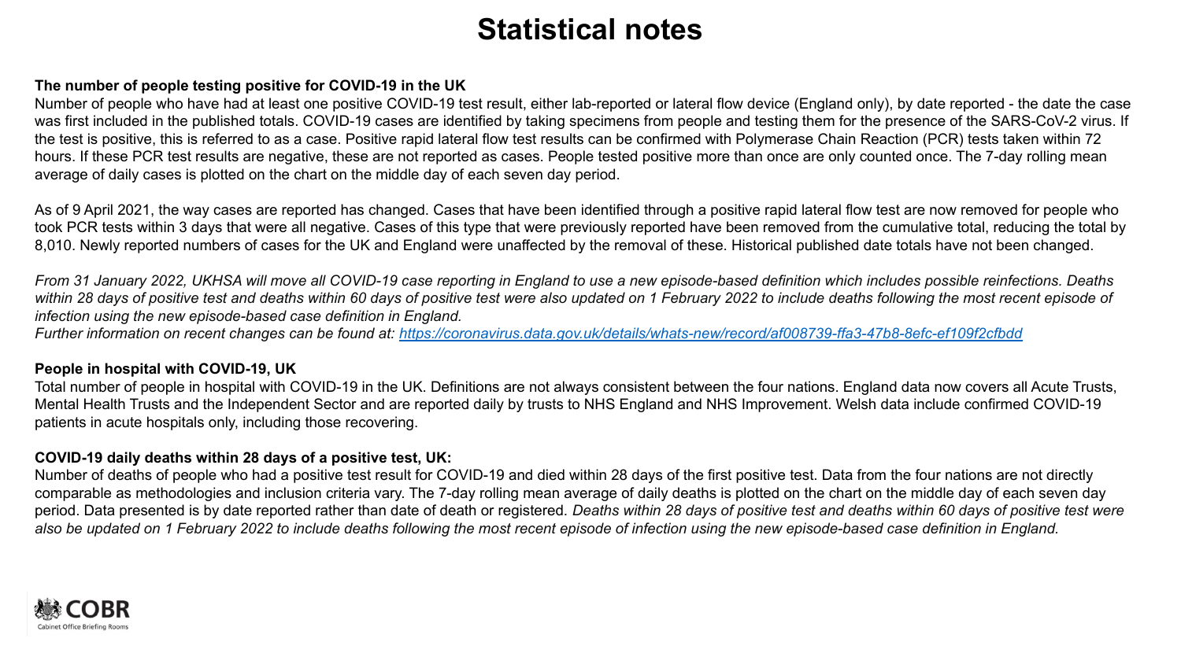# Statistical notes

**The number of people testing positive for COVID-19 in the UK**

Number of people who have had at least one positive COVID-19 test result, either lab-reported or lateral flow device (England only), by date reported - the date the case was first included in the published totals. COVID-19 cases are identified by taking specimens from people and testing them for the presence of the SARS-CoV-2 virus. If the test is positive, this is referred to as a case. Positive rapid lateral flow test results can be confirmed with Polymerase Chain Reaction (PCR) tests taken within 72 hours. If these PCR test results are negative, these are not reported as cases. People tested positive more than once are only counted once. The 7-day rolling mean average of daily cases is plotted on the chart on the middle day of each seven day period.

As of 9 April 2021, the way cases are reported has changed. Cases that have been identified through a positive rapid lateral flow test are now removed for people who took PCR tests within 3 days that were all negative. Cases of this type that were previously reported have been removed from the cumulative total, reducing the total by 8,010. Newly reported numbers of cases for the UK and England were unaffected by the removal of these. Historical published date totals have not been changed.

*From 31 January 2022, UKHSA will move all COVID-19 case reporting in England to use a new episode-based definition which includes possible reinfections. Deaths within 28 days of positive test and deaths within 60 days of positive test were also updated on 1 February 2022 to include deaths following the most recent episode of infection using the new episode-based case definition in England.*
*Further information on recent changes can be found at: [https://coronavirus.data.gov.uk/details/whats-new/record/af008739-ffa3-47b8-8efc-ef109f2cfbdd](https://coronavirus.data.gov.uk/details/whats-new/record/af008739-ffa3-47b8-8efc-ef109f2cfbdd)*

**People in hospital with COVID-19, UK**

Total number of people in hospital with COVID-19 in the UK. Definitions are not always consistent between the four nations. England data now covers all Acute Trusts, Mental Health Trusts and the Independent Sector and are reported daily by trusts to NHS England and NHS Improvement. Welsh data include confirmed COVID-19 patients in acute hospitals only, including those recovering.

**COVID-19 daily deaths within 28 days of a positive test, UK:**

Number of deaths of people who had a positive test result for COVID-19 and died within 28 days of the first positive test. Data from the four nations are not directly comparable as methodologies and inclusion criteria vary. The 7-day rolling mean average of daily deaths is plotted on the chart on the middle day of each seven day period. Data presented is by date reported rather than date of death or registered. *Deaths within 28 days of positive test and deaths within 60 days of positive test were also be updated on 1 February 2022 to include deaths following the most recent episode of infection using the new episode-based case definition in England.*

COBR
Cabinet Office Briefing Rooms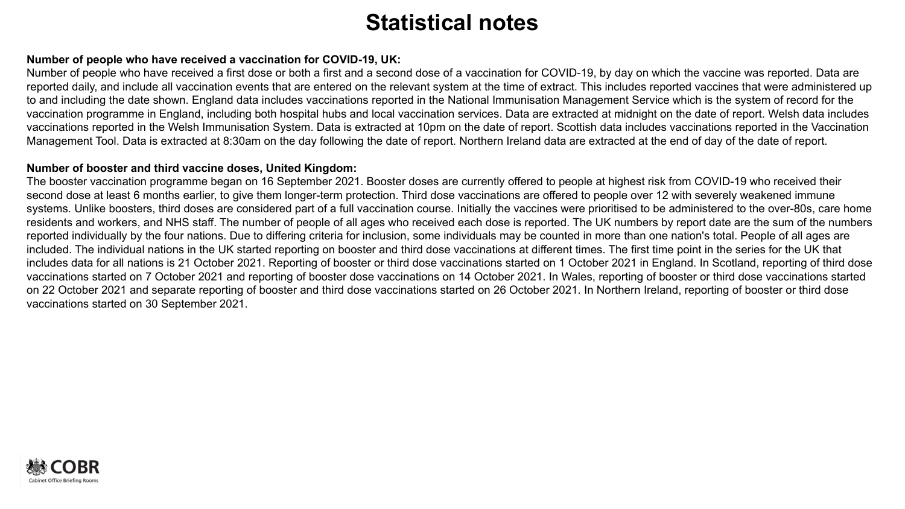# Statistical notes

**Number of people who have received a vaccination for COVID-19, UK:**

Number of people who have received a first dose or both a first and a second dose of a vaccination for COVID-19, by day on which the vaccine was reported. Data are reported daily, and include all vaccination events that are entered on the relevant system at the time of extract. This includes reported vaccines that were administered up to and including the date shown. England data includes vaccinations reported in the National Immunisation Management Service which is the system of record for the vaccination programme in England, including both hospital hubs and local vaccination services. Data are extracted at midnight on the date of report. Welsh data includes vaccinations reported in the Welsh Immunisation System. Data is extracted at 10pm on the date of report. Scottish data includes vaccinations reported in the Vaccination Management Tool. Data is extracted at 8:30am on the day following the date of report. Northern Ireland data are extracted at the end of day of the date of report.

**Number of booster and third vaccine doses, United Kingdom:**

The booster vaccination programme began on 16 September 2021. Booster doses are currently offered to people at highest risk from COVID-19 who received their second dose at least 6 months earlier, to give them longer-term protection. Third dose vaccinations are offered to people over 12 with severely weakened immune systems. Unlike boosters, third doses are considered part of a full vaccination course. Initially the vaccines were prioritised to be administered to the over-80s, care home residents and workers, and NHS staff. The number of people of all ages who received each dose is reported. The UK numbers by report date are the sum of the numbers reported individually by the four nations. Due to differing criteria for inclusion, some individuals may be counted in more than one nation's total. People of all ages are included. The individual nations in the UK started reporting on booster and third dose vaccinations at different times. The first time point in the series for the UK that includes data for all nations is 21 October 2021. Reporting of booster or third dose vaccinations started on 1 October 2021 in England. In Scotland, reporting of third dose vaccinations started on 7 October 2021 and reporting of booster dose vaccinations on 14 October 2021. In Wales, reporting of booster or third dose vaccinations started on 22 October 2021 and separate reporting of booster and third dose vaccinations started on 26 October 2021. In Northern Ireland, reporting of booster or third dose vaccinations started on 30 September 2021.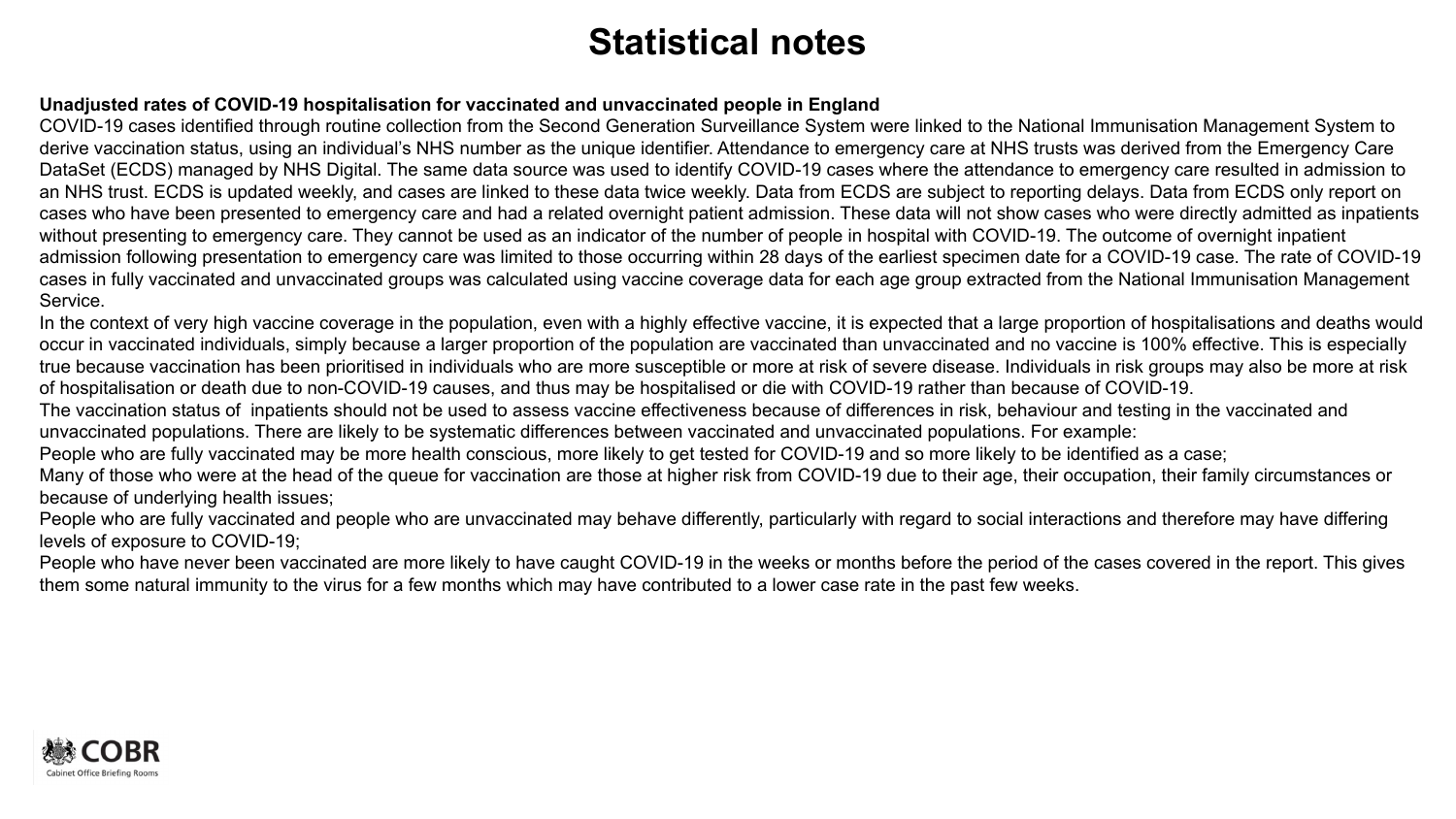# Statistical notes

**Unadjusted rates of COVID-19 hospitalisation for vaccinated and unvaccinated people in England**

COVID-19 cases identified through routine collection from the Second Generation Surveillance System were linked to the National Immunisation Management System to derive vaccination status, using an individual's NHS number as the unique identifier. Attendance to emergency care at NHS trusts was derived from the Emergency Care DataSet (ECDS) managed by NHS Digital. The same data source was used to identify COVID-19 cases where the attendance to emergency care resulted in admission to an NHS trust. ECDS is updated weekly, and cases are linked to these data twice weekly. Data from ECDS are subject to reporting delays. Data from ECDS only report on cases who have been presented to emergency care and had a related overnight patient admission. These data will not show cases who were directly admitted as inpatients without presenting to emergency care. They cannot be used as an indicator of the number of people in hospital with COVID-19. The outcome of overnight inpatient admission following presentation to emergency care was limited to those occurring within 28 days of the earliest specimen date for a COVID-19 case. The rate of COVID-19 cases in fully vaccinated and unvaccinated groups was calculated using vaccine coverage data for each age group extracted from the National Immunisation Management Service.

In the context of very high vaccine coverage in the population, even with a highly effective vaccine, it is expected that a large proportion of hospitalisations and deaths would occur in vaccinated individuals, simply because a larger proportion of the population are vaccinated than unvaccinated and no vaccine is 100% effective. This is especially true because vaccination has been prioritised in individuals who are more susceptible or more at risk of severe disease. Individuals in risk groups may also be more at risk of hospitalisation or death due to non-COVID-19 causes, and thus may be hospitalised or die with COVID-19 rather than because of COVID-19.

The vaccination status of inpatients should not be used to assess vaccine effectiveness because of differences in risk, behaviour and testing in the vaccinated and unvaccinated populations. There are likely to be systematic differences between vaccinated and unvaccinated populations. For example:

People who are fully vaccinated may be more health conscious, more likely to get tested for COVID-19 and so more likely to be identified as a case;

Many of those who were at the head of the queue for vaccination are those at higher risk from COVID-19 due to their age, their occupation, their family circumstances or because of underlying health issues;

People who are fully vaccinated and people who are unvaccinated may behave differently, particularly with regard to social interactions and therefore may have differing levels of exposure to COVID-19;

People who have never been vaccinated are more likely to have caught COVID-19 in the weeks or months before the period of the cases covered in the report. This gives them some natural immunity to the virus for a few months which may have contributed to a lower case rate in the past few weeks.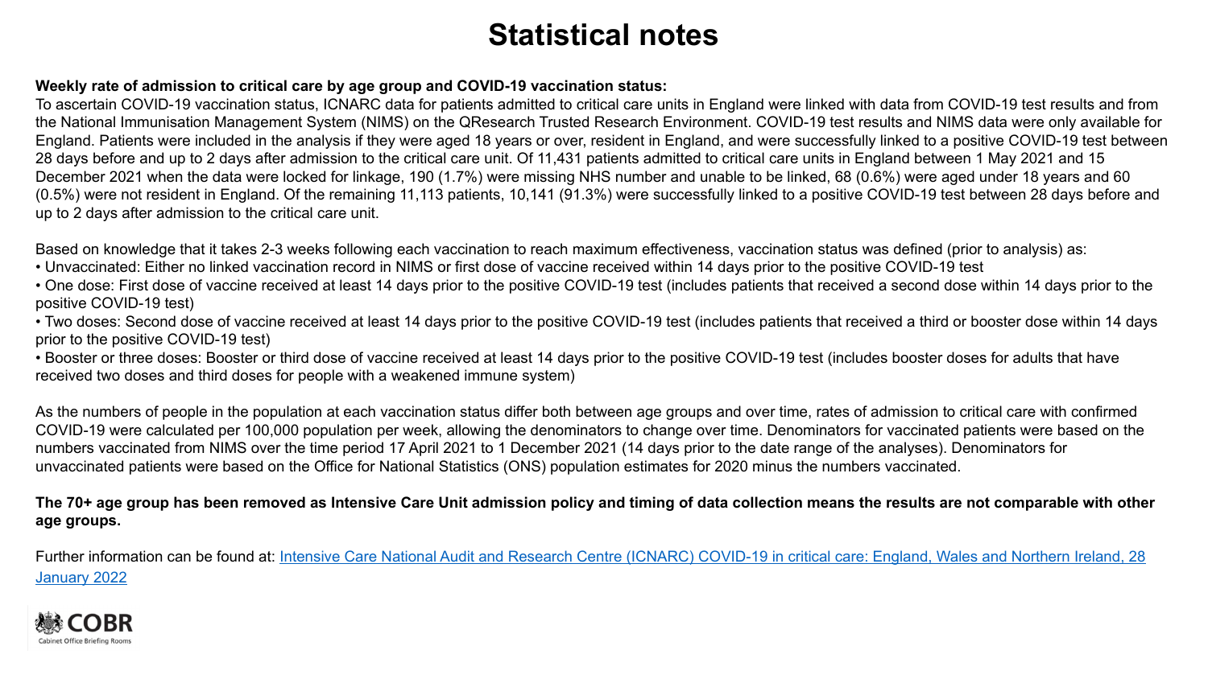# Statistical notes

**Weekly rate of admission to critical care by age group and COVID-19 vaccination status:**

To ascertain COVID-19 vaccination status, ICNARC data for patients admitted to critical care units in England were linked with data from COVID-19 test results and from the National Immunisation Management System (NIMS) on the QResearch Trusted Research Environment. COVID-19 test results and NIMS data were only available for England. Patients were included in the analysis if they were aged 18 years or over, resident in England, and were successfully linked to a positive COVID-19 test between 28 days before and up to 2 days after admission to the critical care unit. Of 11,431 patients admitted to critical care units in England between 1 May 2021 and 15 December 2021 when the data were locked for linkage, 190 (1.7%) were missing NHS number and unable to be linked, 68 (0.6%) were aged under 18 years and 60 (0.5%) were not resident in England. Of the remaining 11,113 patients, 10,141 (91.3%) were successfully linked to a positive COVID-19 test between 28 days before and up to 2 days after admission to the critical care unit.

Based on knowledge that it takes 2-3 weeks following each vaccination to reach maximum effectiveness, vaccination status was defined (prior to analysis) as:

- Unvaccinated: Either no linked vaccination record in NIMS or first dose of vaccine received within 14 days prior to the positive COVID-19 test
- One dose: First dose of vaccine received at least 14 days prior to the positive COVID-19 test (includes patients that received a second dose within 14 days prior to the positive COVID-19 test)
- Two doses: Second dose of vaccine received at least 14 days prior to the positive COVID-19 test (includes patients that received a third or booster dose within 14 days prior to the positive COVID-19 test)
- Booster or three doses: Booster or third dose of vaccine received at least 14 days prior to the positive COVID-19 test (includes booster doses for adults that have received two doses and third doses for people with a weakened immune system)

As the numbers of people in the population at each vaccination status differ both between age groups and over time, rates of admission to critical care with confirmed COVID-19 were calculated per 100,000 population per week, allowing the denominators to change over time. Denominators for vaccinated patients were based on the numbers vaccinated from NIMS over the time period 17 April 2021 to 1 December 2021 (14 days prior to the date range of the analyses). Denominators for unvaccinated patients were based on the Office for National Statistics (ONS) population estimates for 2020 minus the numbers vaccinated.

**The 70+ age group has been removed as Intensive Care Unit admission policy and timing of data collection means the results are not comparable with other age groups.**

Further information can be found at: Intensive Care National Audit and Research Centre (ICNARC) COVID-19 in critical care: England, Wales and Northern Ireland, 28 January 2022

COBR
Cabinet Office Briefing Rooms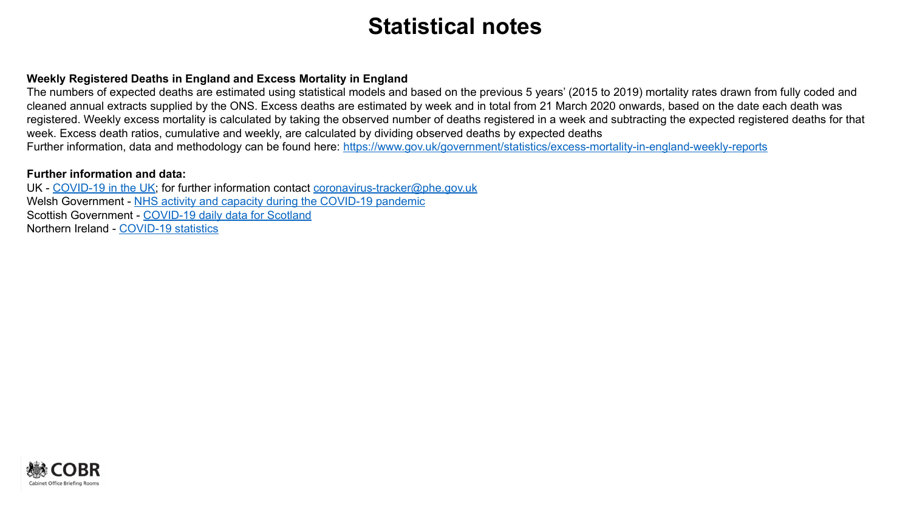# Statistical notes

**Weekly Registered Deaths in England and Excess Mortality in England**

The numbers of expected deaths are estimated using statistical models and based on the previous 5 years' (2015 to 2019) mortality rates drawn from fully coded and cleaned annual extracts supplied by the ONS. Excess deaths are estimated by week and in total from 21 March 2020 onwards, based on the date each death was registered. Weekly excess mortality is calculated by taking the observed number of deaths registered in a week and subtracting the expected registered deaths for that week. Excess death ratios, cumulative and weekly, are calculated by dividing observed deaths by expected deaths

Further information, data and methodology can be found here: https://www.gov.uk/government/statistics/excess-mortality-in-england-weekly-reports

**Further information and data:**

UK - COVID-19 in the UK; for further information contact coronavirus-tracker@phe.gov.uk

Welsh Government - NHS activity and capacity during the COVID-19 pandemic

Scottish Government - COVID-19 daily data for Scotland

Northern Ireland - COVID-19 statistics

COBR
Cabinet Office Briefing Rooms